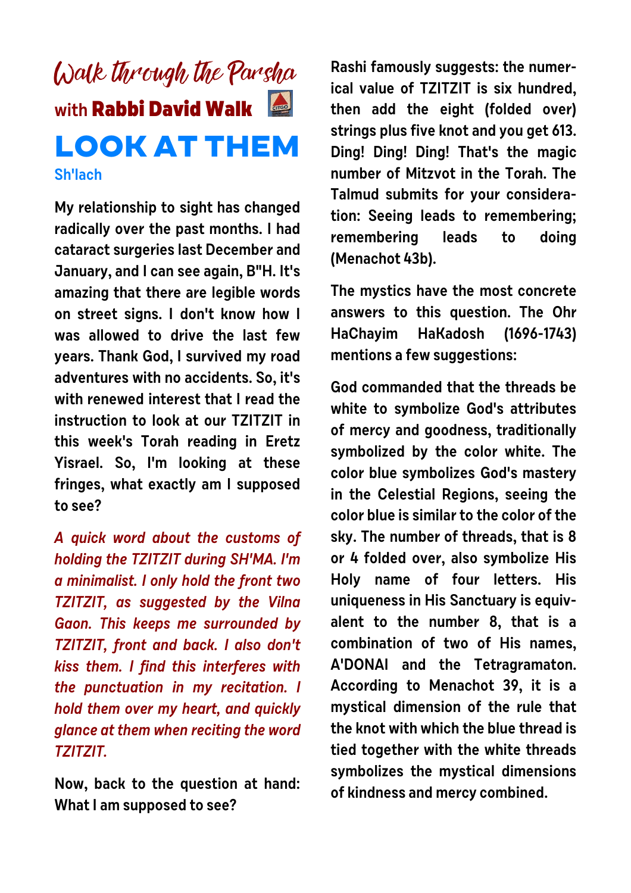# Walk through the Parsha

## with Rabbi David Walk

# LOOK AT THEM

### Sh'lach

My relationship to sight has changed radically over the past months. I had cataract surgeries last December and January, and I can see again, B"H. It's amazing that there are legible words on street signs. I don't know how I was allowed to drive the last few years. Thank God, I survived my road adventures with no accidents. So, it's with renewed interest that I read the instruction to look at our TZITZIT in this week's Torah reading in Eretz Yisrael. So, I'm looking at these fringes, what exactly am I supposed to see?

*A quick word about the customs of holding the TZITZIT during SH'MA. I'm a minimalist. I only hold the front two TZITZIT, as suggested by the Vilna Gaon. This keeps me surrounded by TZITZIT, front and back. I also don't kiss them. I find this interferes with the punctuation in my recitation. I hold them over my heart, and quickly glance at them when reciting the word TZITZIT.*

Now, back to the question at hand: What I am supposed to see?

Rashi famously suggests: the numerical value of TZITZIT is six hundred, then add the eight (folded over) strings plus five knot and you get 613. Ding! Ding! Ding! That's the magic number of Mitzvot in the Torah. The Talmud submits for your consideration: Seeing leads to remembering; remembering leads to doing (Menachot 43b).

The mystics have the most concrete answers to this question. The Ohr HaChayim HaKadosh (1696-1743) mentions a few suggestions:

God commanded that the threads be white to symbolize God's attributes of mercy and goodness, traditionally symbolized by the color white. The color blue symbolizes God's mastery in the Celestial Regions, seeing the color blue is similar to the color of the sky. The number of threads, that is 8 or 4 folded over, also symbolize His Holy name of four letters. His uniqueness in His Sanctuary is equivalent to the number 8, that is a combination of two of His names, A'DONAI and the Tetragramaton. According to Menachot 39, it is a mystical dimension of the rule that the knot with which the blue thread is tied together with the white threads symbolizes the mystical dimensions of kindness and mercy combined.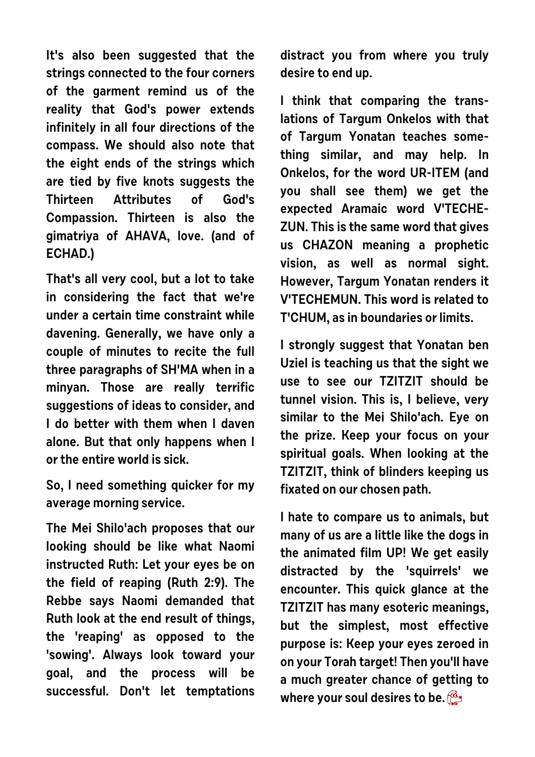It's also been suggested that the strings connected to the four corners of the garment remind us of the reality that God's power extends infinitely in all four directions of the compass. We should also note that the eight ends of the strings which are tied by five knots suggests the Thirteen Attributes of God's Compassion. Thirteen is also the gimatriya of AHAVA, love. (and of ECHAD.)

That's all very cool, but a lot to take in considering the fact that we're under a certain time constraint while davening. Generally, we have only a couple of minutes to recite the full three paragraphs of SH'MA when in a minyan. Those are really terrific suggestions of ideas to consider, and I do better with them when I daven alone. But that only happens when I or the entire world is sick.

So, I need something quicker for my average morning service.

The Mei Shilo'ach proposes that our looking should be like what Naomi instructed Ruth: Let your eyes be on the field of reaping (Ruth 2:9). The Rebbe says Naomi demanded that Ruth look at the end result of things, the 'reaping' as opposed to the 'sowing'. Always look toward your goal, and the process will be successful. Don't let temptations distract you from where you truly desire to end up.

I think that comparing the translations of Targum Onkelos with that of Targum Yonatan teaches something similar, and may help. In Onkelos, for the word UR-ITEM (and you shall see them) we get the expected Aramaic word V'TECHEZUN. This is the same word that gives us CHAZON meaning a prophetic vision, as well as normal sight. However, Targum Yonatan renders it V'TECHEMUN. This word is related to T'CHUM, as in boundaries or limits.

I strongly suggest that Yonatan ben Uziel is teaching us that the sight we use to see our TZITZIT should be tunnel vision. This is, I believe, very similar to the Mei Shilo'ach. Eye on the prize. Keep your focus on your spiritual goals. When looking at the TZITZIT, think of blinders keeping us fixated on our chosen path.

I hate to compare us to animals, but many of us are a little like the dogs in the animated film UP! We get easily distracted by the 'squirrels' we encounter. This quick glance at the TZITZIT has many esoteric meanings, but the simplest, most effective purpose is: Keep your eyes zeroed in on your Torah target! Then you'll have a much greater chance of getting to where your soul desires to be.